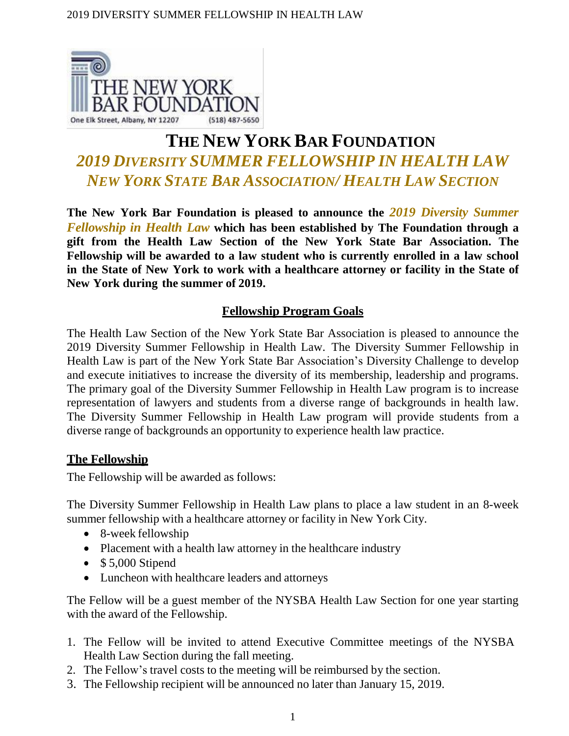# THE NEW YORK BAR FOUNDATION

## *2019 DIVERSITY SUMMER FELLOWSHIP IN HEALTH LAW*

## *NEW YORK STATE BAR ASSOCIATION/ HEALTH LAW SECTION*

**The New York Bar Foundation is pleased to announce the *2019 Diversity Summer Fellowship in Health Law* which has been established by The Foundation through a gift from the Health Law Section of the New York State Bar Association. The Fellowship will be awarded to a law student who is currently enrolled in a law school in the State of New York to work with a healthcare attorney or facility in the State of New York during the summer of 2019.**

### Fellowship Program Goals

The Health Law Section of the New York State Bar Association is pleased to announce the 2019 Diversity Summer Fellowship in Health Law. The Diversity Summer Fellowship in Health Law is part of the New York State Bar Association's Diversity Challenge to develop and execute initiatives to increase the diversity of its membership, leadership and programs. The primary goal of the Diversity Summer Fellowship in Health Law program is to increase representation of lawyers and students from a diverse range of backgrounds in health law. The Diversity Summer Fellowship in Health Law program will provide students from a diverse range of backgrounds an opportunity to experience health law practice.

### The Fellowship

The Fellowship will be awarded as follows:

The Diversity Summer Fellowship in Health Law plans to place a law student in an 8-week summer fellowship with a healthcare attorney or facility in New York City.

- 8-week fellowship
- Placement with a health law attorney in the healthcare industry
- $ 5,000 Stipend
- Luncheon with healthcare leaders and attorneys

The Fellow will be a guest member of the NYSBA Health Law Section for one year starting with the award of the Fellowship.

1. The Fellow will be invited to attend Executive Committee meetings of the NYSBA Health Law Section during the fall meeting.
2. The Fellow's travel costs to the meeting will be reimbursed by the section.
3. The Fellowship recipient will be announced no later than January 15, 2019.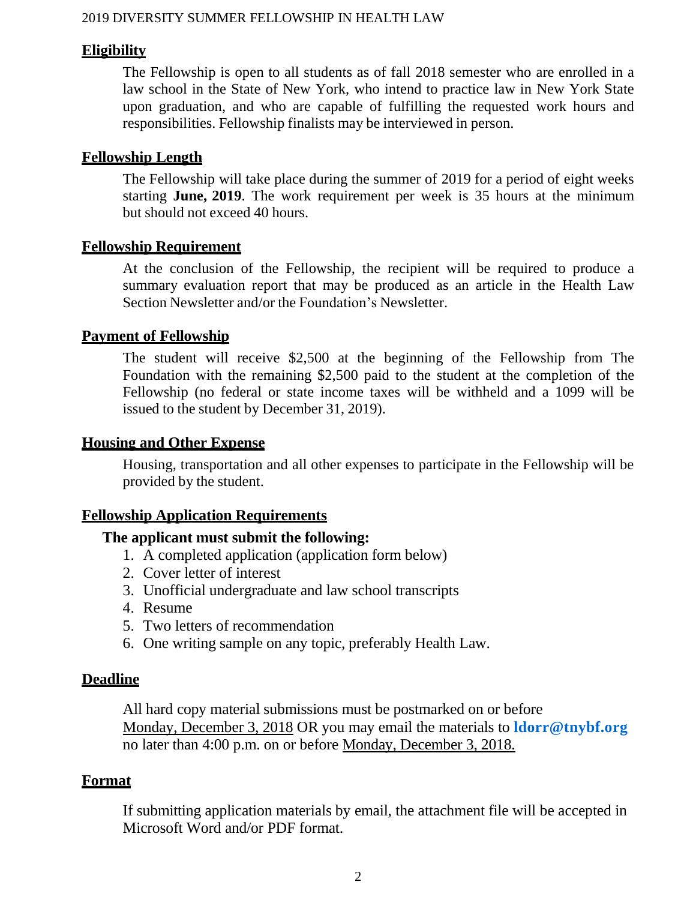## Eligibility

The Fellowship is open to all students as of fall 2018 semester who are enrolled in a law school in the State of New York, who intend to practice law in New York State upon graduation, and who are capable of fulfilling the requested work hours and responsibilities. Fellowship finalists may be interviewed in person.

## Fellowship Length

The Fellowship will take place during the summer of 2019 for a period of eight weeks starting **June, 2019**. The work requirement per week is 35 hours at the minimum but should not exceed 40 hours.

## Fellowship Requirement

At the conclusion of the Fellowship, the recipient will be required to produce a summary evaluation report that may be produced as an article in the Health Law Section Newsletter and/or the Foundation's Newsletter.

## Payment of Fellowship

The student will receive $2,500 at the beginning of the Fellowship from The Foundation with the remaining $2,500 paid to the student at the completion of the Fellowship (no federal or state income taxes will be withheld and a 1099 will be issued to the student by December 31, 2019).

## Housing and Other Expense

Housing, transportation and all other expenses to participate in the Fellowship will be provided by the student.

## Fellowship Application Requirements

**The applicant must submit the following:**

1. A completed application (application form below)
2. Cover letter of interest
3. Unofficial undergraduate and law school transcripts
4. Resume
5. Two letters of recommendation
6. One writing sample on any topic, preferably Health Law.

## Deadline

All hard copy material submissions must be postmarked on or before Monday, December 3, 2018 OR you may email the materials to **ldorr@tnybf.org** no later than 4:00 p.m. on or before Monday, December 3, 2018.

## Format

If submitting application materials by email, the attachment file will be accepted in Microsoft Word and/or PDF format.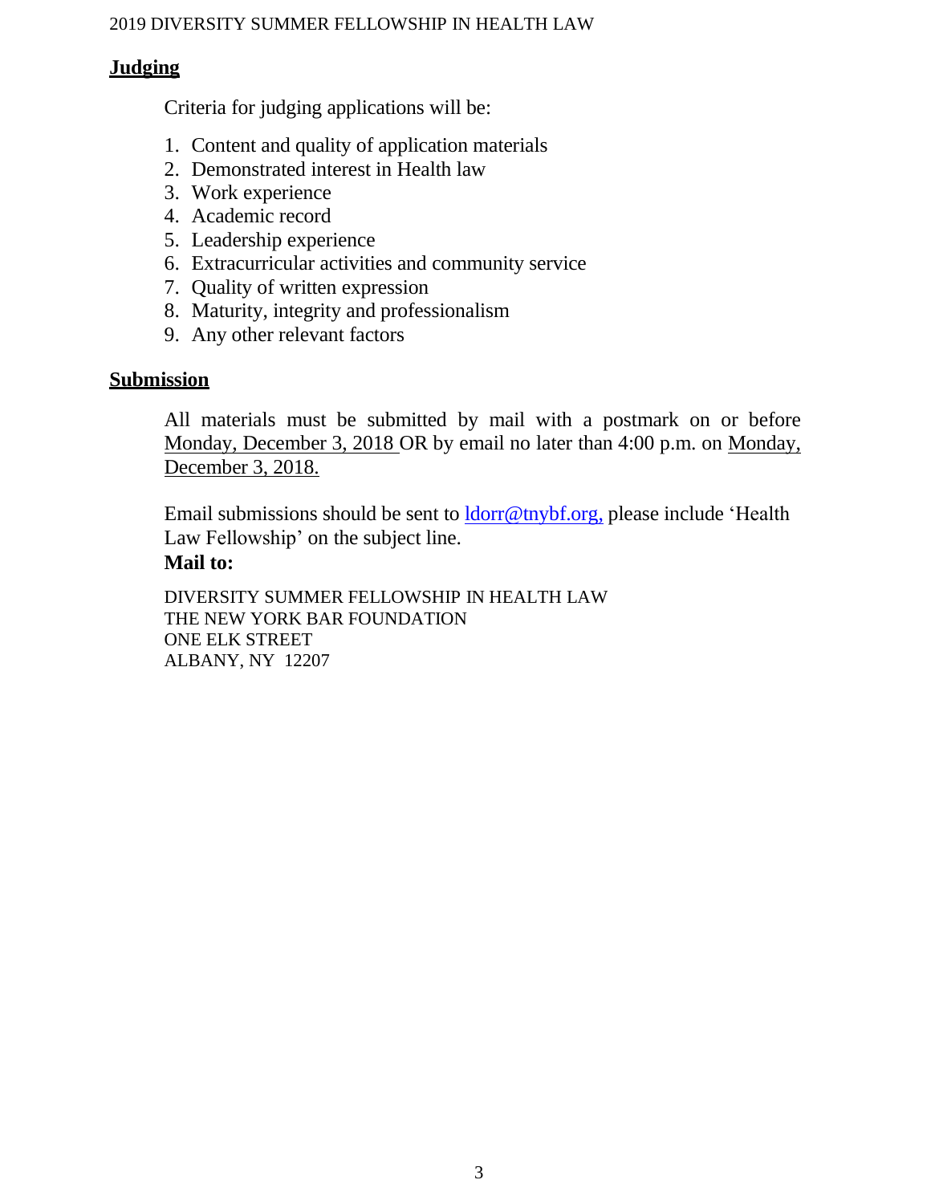## Judging

Criteria for judging applications will be:

1. Content and quality of application materials
2. Demonstrated interest in Health law
3. Work experience
4. Academic record
5. Leadership experience
6. Extracurricular activities and community service
7. Quality of written expression
8. Maturity, integrity and professionalism
9. Any other relevant factors

## Submission

All materials must be submitted by mail with a postmark on or before Monday, December 3, 2018 OR by email no later than 4:00 p.m. on Monday, December 3, 2018.

Email submissions should be sent to ldorr@tnybf.org, please include 'Health Law Fellowship' on the subject line.

**Mail to:**

DIVERSITY SUMMER FELLOWSHIP IN HEALTH LAW
THE NEW YORK BAR FOUNDATION
ONE ELK STREET
ALBANY, NY 12207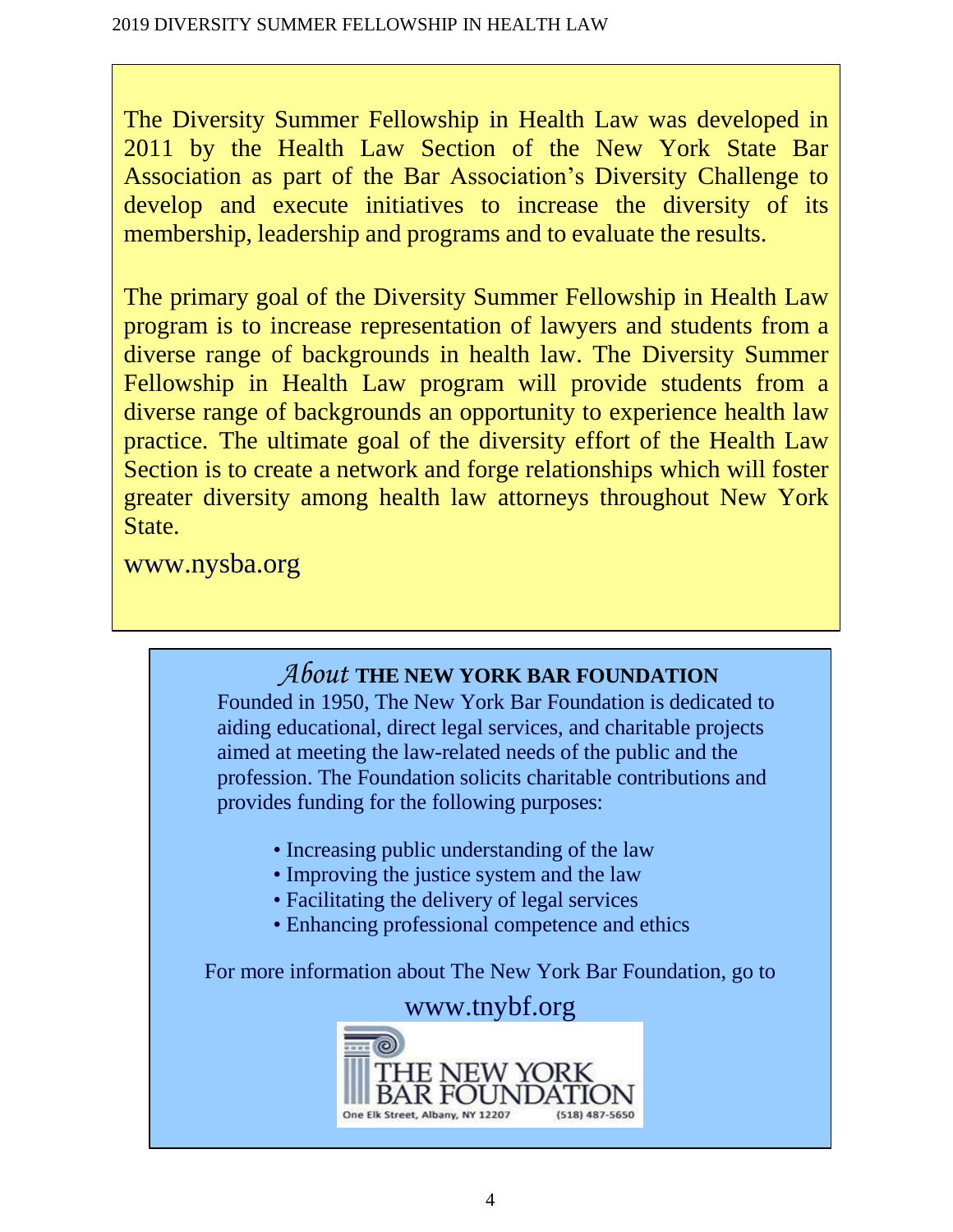The Diversity Summer Fellowship in Health Law was developed in 2011 by the Health Law Section of the New York State Bar Association as part of the Bar Association's Diversity Challenge to develop and execute initiatives to increase the diversity of its membership, leadership and programs and to evaluate the results.

The primary goal of the Diversity Summer Fellowship in Health Law program is to increase representation of lawyers and students from a diverse range of backgrounds in health law. The Diversity Summer Fellowship in Health Law program will provide students from a diverse range of backgrounds an opportunity to experience health law practice. The ultimate goal of the diversity effort of the Health Law Section is to create a network and forge relationships which will foster greater diversity among health law attorneys throughout New York State.

www.nysba.org

## *About* THE NEW YORK BAR FOUNDATION

Founded in 1950, The New York Bar Foundation is dedicated to aiding educational, direct legal services, and charitable projects aimed at meeting the law-related needs of the public and the profession. The Foundation solicits charitable contributions and provides funding for the following purposes:

- Increasing public understanding of the law
- Improving the justice system and the law
- Facilitating the delivery of legal services
- Enhancing professional competence and ethics

For more information about The New York Bar Foundation, go to

www.tnybf.org

THE NEW YORK BAR FOUNDATION

One Elk Street, Albany, NY 12207 (518) 487-5650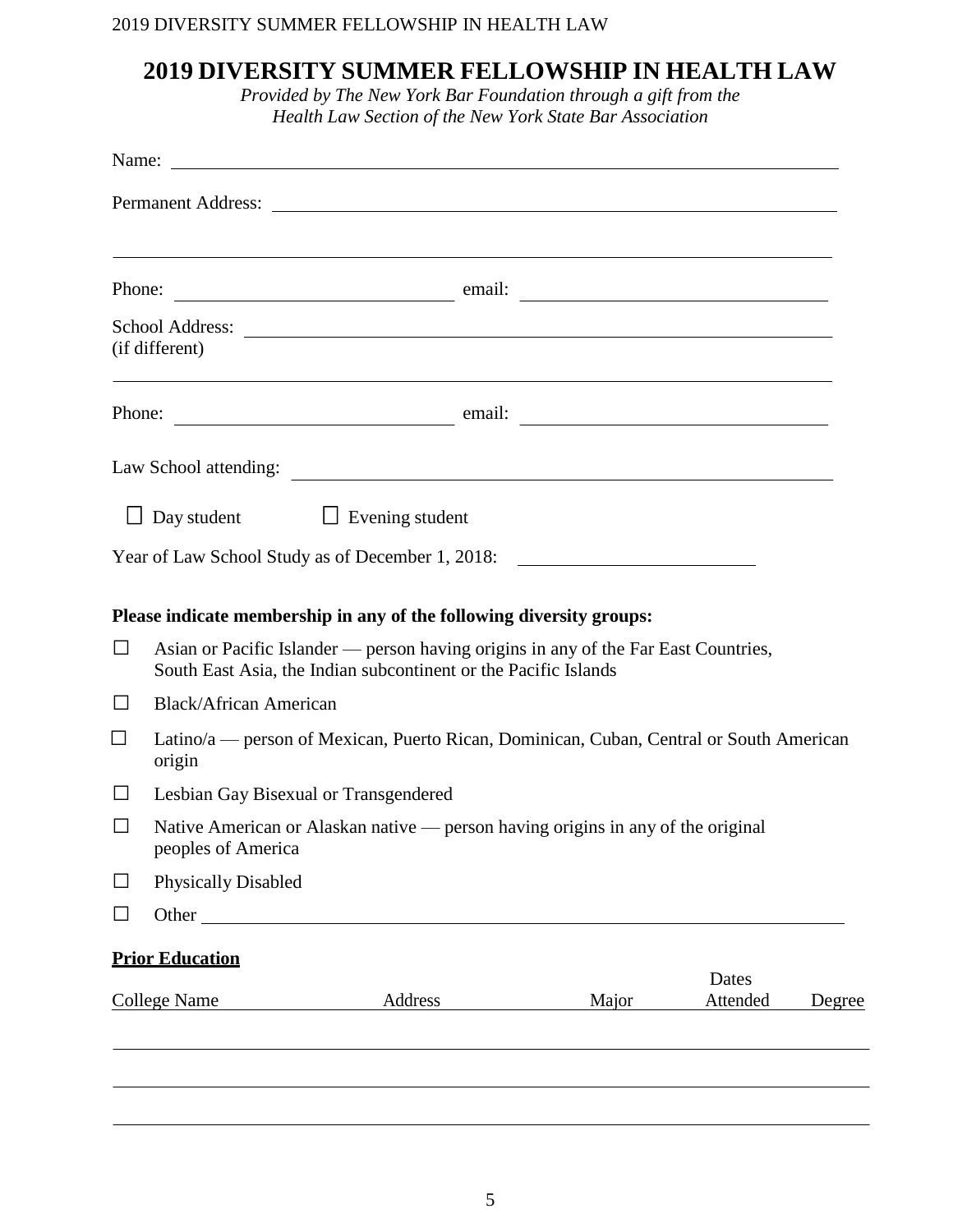# 2019 DIVERSITY SUMMER FELLOWSHIP IN HEALTH LAW

*Provided by The New York Bar Foundation through a gift from the Health Law Section of the New York State Bar Association*

Name: \_\_\_\_\_\_\_\_\_\_\_\_\_\_\_\_\_\_\_\_\_\_\_\_\_\_\_\_\_\_\_\_\_\_\_\_\_\_\_\_\_\_\_\_

Permanent Address: \_\_\_\_\_\_\_\_\_\_\_\_\_\_\_\_\_\_\_\_\_\_\_\_\_\_\_\_\_\_\_\_\_\_\_\_\_\_\_\_\_\_\_\_

\_\_\_\_\_\_\_\_\_\_\_\_\_\_\_\_\_\_\_\_\_\_\_\_\_\_\_\_\_\_\_\_\_\_\_\_\_\_\_\_\_\_\_\_

Phone: \_\_\_\_\_\_\_\_\_\_\_\_\_\_\_\_\_\_\_\_ email: \_\_\_\_\_\_\_\_\_\_\_\_\_\_\_\_\_\_\_\_

School Address: \_\_\_\_\_\_\_\_\_\_\_\_\_\_\_\_\_\_\_\_\_\_\_\_\_\_\_\_\_\_\_\_\_\_\_\_\_\_\_\_\_\_\_\_
(if different)

\_\_\_\_\_\_\_\_\_\_\_\_\_\_\_\_\_\_\_\_\_\_\_\_\_\_\_\_\_\_\_\_\_\_\_\_\_\_\_\_\_\_\_\_

Phone: \_\_\_\_\_\_\_\_\_\_\_\_\_\_\_\_\_\_\_\_ email: \_\_\_\_\_\_\_\_\_\_\_\_\_\_\_\_\_\_\_\_

Law School attending: \_\_\_\_\_\_\_\_\_\_\_\_\_\_\_\_\_\_\_\_\_\_\_\_\_\_\_\_\_\_\_\_\_\_\_\_\_\_\_\_\_\_\_\_

☐ Day student ☐ Evening student

Year of Law School Study as of December 1, 2018: \_\_\_\_\_\_\_\_\_\_\_\_\_\_\_\_\_\_\_\_

**Please indicate membership in any of the following diversity groups:**

☐ Asian or Pacific Islander — person having origins in any of the Far East Countries, South East Asia, the Indian subcontinent or the Pacific Islands

☐ Black/African American

☐ Latino/a — person of Mexican, Puerto Rican, Dominican, Cuban, Central or South American origin

☐ Lesbian Gay Bisexual or Transgendered

☐ Native American or Alaskan native — person having origins in any of the original peoples of America

☐ Physically Disabled

☐ Other \_\_\_\_\_\_\_\_\_\_\_\_\_\_\_\_\_\_\_\_\_\_\_\_\_\_\_\_\_\_\_\_\_\_\_\_\_\_\_\_\_\_\_\_

**Prior Education**

| College Name | Address | Major | Dates Attended | Degree |
|---|---|---|---|---|
| | | | | |
| | | | | |
| | | | | |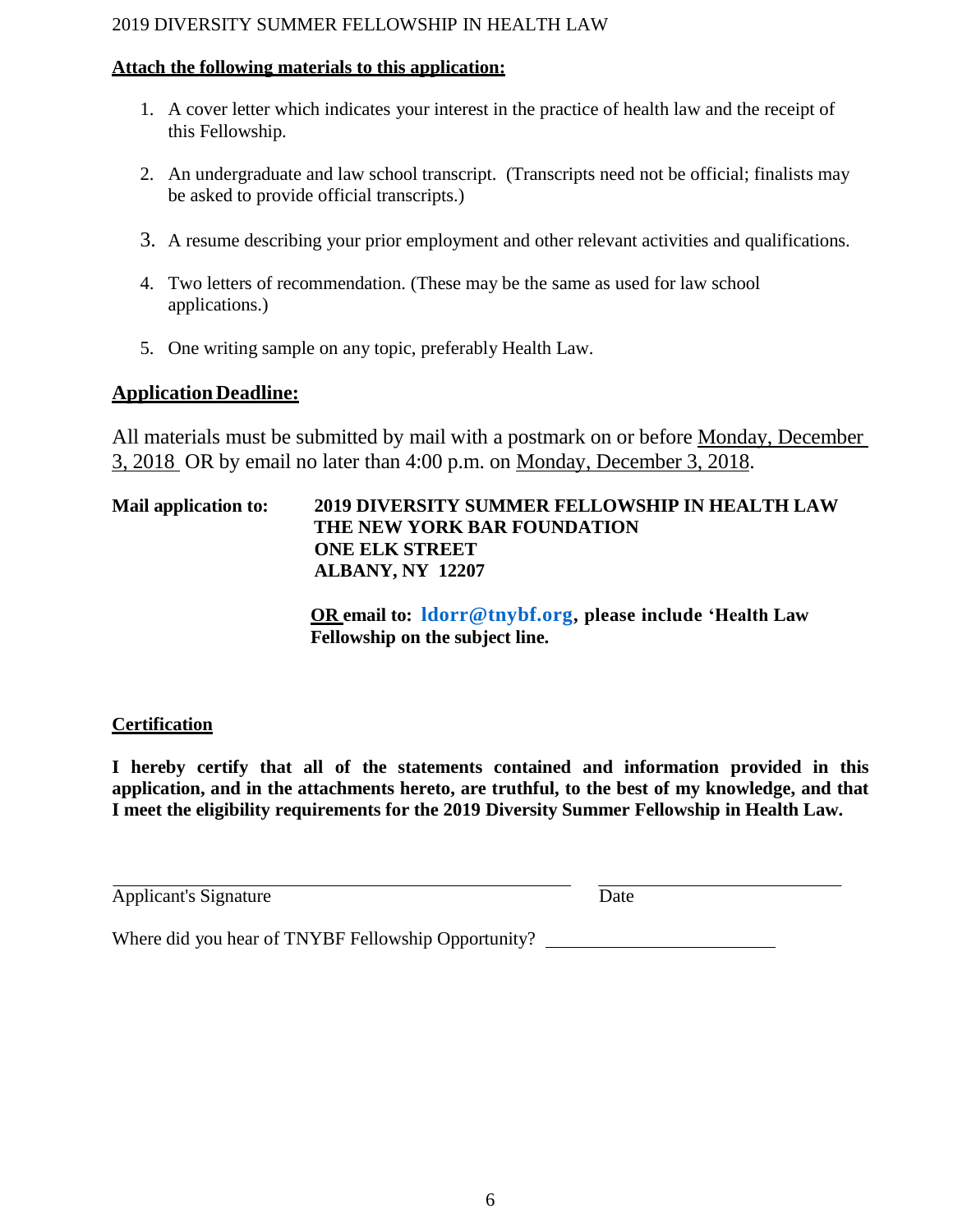**Attach the following materials to this application:**

1. A cover letter which indicates your interest in the practice of health law and the receipt of this Fellowship.

2. An undergraduate and law school transcript. (Transcripts need not be official; finalists may be asked to provide official transcripts.)

3. A resume describing your prior employment and other relevant activities and qualifications.

4. Two letters of recommendation. (These may be the same as used for law school applications.)

5. One writing sample on any topic, preferably Health Law.

## Application Deadline:

All materials must be submitted by mail with a postmark on or before Monday, December 3, 2018 OR by email no later than 4:00 p.m. on Monday, December 3, 2018.

**Mail application to:**

**2019 DIVERSITY SUMMER FELLOWSHIP IN HEALTH LAW**
**THE NEW YORK BAR FOUNDATION**
**ONE ELK STREET**
**ALBANY, NY 12207**

**OR email to: ldorr@tnybf.org, please include 'Health Law Fellowship on the subject line.**

**Certification**

**I hereby certify that all of the statements contained and information provided in this application, and in the attachments hereto, are truthful, to the best of my knowledge, and that I meet the eligibility requirements for the 2019 Diversity Summer Fellowship in Health Law.**

\_\_\_\_\_\_\_\_\_\_\_\_\_\_\_\_\_\_\_\_\_\_\_\_\_\_\_\_\_\_\_\_\_\_\_\_\_\_\_\_ \_\_\_\_\_\_\_\_\_\_\_\_\_\_\_\_\_\_\_\_\_\_

Applicant's Signature Date

Where did you hear of TNYBF Fellowship Opportunity? \_\_\_\_\_\_\_\_\_\_\_\_\_\_\_\_\_\_\_\_\_\_